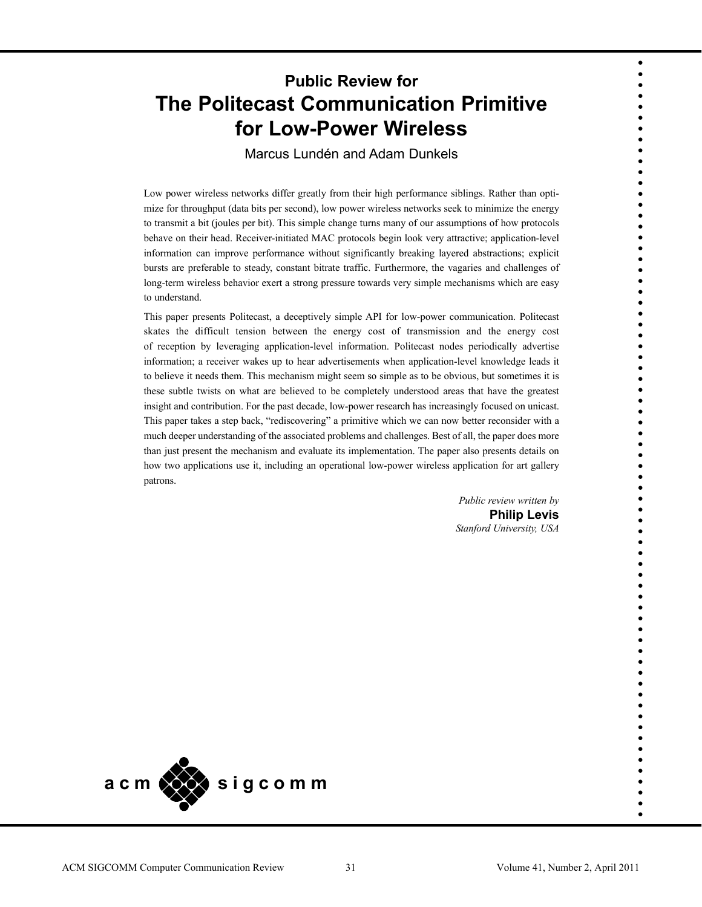# Public Review for
# The Politecast Communication Primitive for Low-Power Wireless

Marcus Lundén and Adam Dunkels

Low power wireless networks differ greatly from their high performance siblings. Rather than optimize for throughput (data bits per second), low power wireless networks seek to minimize the energy to transmit a bit (joules per bit). This simple change turns many of our assumptions of how protocols behave on their head. Receiver-initiated MAC protocols begin look very attractive; application-level information can improve performance without significantly breaking layered abstractions; explicit bursts are preferable to steady, constant bitrate traffic. Furthermore, the vagaries and challenges of long-term wireless behavior exert a strong pressure towards very simple mechanisms which are easy to understand.

This paper presents Politecast, a deceptively simple API for low-power communication. Politecast skates the difficult tension between the energy cost of transmission and the energy cost of reception by leveraging application-level information. Politecast nodes periodically advertise information; a receiver wakes up to hear advertisements when application-level knowledge leads it to believe it needs them. This mechanism might seem so simple as to be obvious, but sometimes it is these subtle twists on what are believed to be completely understood areas that have the greatest insight and contribution. For the past decade, low-power research has increasingly focused on unicast. This paper takes a step back, "rediscovering" a primitive which we can now better reconsider with a much deeper understanding of the associated problems and challenges. Best of all, the paper does more than just present the mechanism and evaluate its implementation. The paper also presents details on how two applications use it, including an operational low-power wireless application for art gallery patrons.

*Public review written by*
**Philip Levis**
*Stanford University, USA*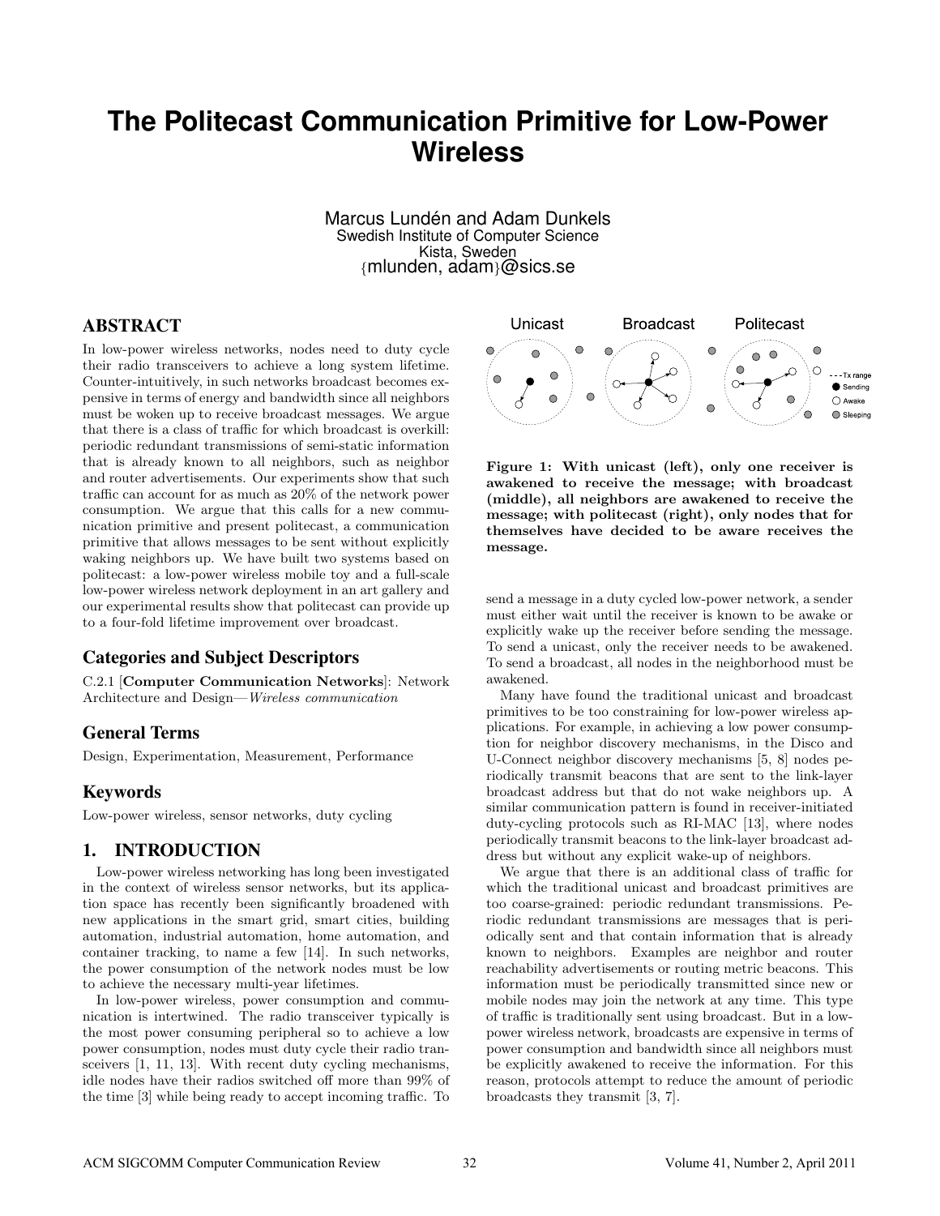# The Politecast Communication Primitive for Low-Power Wireless

Marcus Lundén and Adam Dunkels
Swedish Institute of Computer Science
Kista, Sweden
{mlunden, adam}@sics.se

## ABSTRACT

In low-power wireless networks, nodes need to duty cycle their radio transceivers to achieve a long system lifetime. Counter-intuitively, in such networks broadcast becomes expensive in terms of energy and bandwidth since all neighbors must be woken up to receive broadcast messages. We argue that there is a class of traffic for which broadcast is overkill: periodic redundant transmissions of semi-static information that is already known to all neighbors, such as neighbor and router advertisements. Our experiments show that such traffic can account for as much as 20% of the network power consumption. We argue that this calls for a new communication primitive and present politecast, a communication primitive that allows messages to be sent without explicitly waking neighbors up. We have built two systems based on politecast: a low-power wireless mobile toy and a full-scale low-power wireless network deployment in an art gallery and our experimental results show that politecast can provide up to a four-fold lifetime improvement over broadcast.

### Categories and Subject Descriptors

C.2.1 [**Computer Communication Networks**]: Network Architecture and Design—*Wireless communication*

### General Terms

Design, Experimentation, Measurement, Performance

### Keywords

Low-power wireless, sensor networks, duty cycling

## 1. INTRODUCTION

Low-power wireless networking has long been investigated in the context of wireless sensor networks, but its application space has recently been significantly broadened with new applications in the smart grid, smart cities, building automation, industrial automation, home automation, and container tracking, to name a few [14]. In such networks, the power consumption of the network nodes must be low to achieve the necessary multi-year lifetimes.

In low-power wireless, power consumption and communication is intertwined. The radio transceiver typically is the most power consuming peripheral so to achieve a low power consumption, nodes must duty cycle their radio transceivers [1, 11, 13]. With recent duty cycling mechanisms, idle nodes have their radios switched off more than 99% of the time [3] while being ready to accept incoming traffic. To send a message in a duty cycled low-power network, a sender must either wait until the receiver is known to be awake or explicitly wake up the receiver before sending the message. To send a unicast, only the receiver needs to be awakened. To send a broadcast, all nodes in the neighborhood must be awakened.

**Figure 1: With unicast (left), only one receiver is awakened to receive the message; with broadcast (middle), all neighbors are awakened to receive the message; with politecast (right), only nodes that for themselves have decided to be aware receives the message.**

Many have found the traditional unicast and broadcast primitives to be too constraining for low-power wireless applications. For example, in achieving a low power consumption for neighbor discovery mechanisms, in the Disco and U-Connect neighbor discovery mechanisms [5, 8] nodes periodically transmit beacons that are sent to the link-layer broadcast address but that do not wake neighbors up. A similar communication pattern is found in receiver-initiated duty-cycling protocols such as RI-MAC [13], where nodes periodically transmit beacons to the link-layer broadcast address but without any explicit wake-up of neighbors.

We argue that there is an additional class of traffic for which the traditional unicast and broadcast primitives are too coarse-grained: periodic redundant transmissions. Periodic redundant transmissions are messages that is periodically sent and that contain information that is already known to neighbors. Examples are neighbor and router reachability advertisements or routing metric beacons. This information must be periodically transmitted since new or mobile nodes may join the network at any time. This type of traffic is traditionally sent using broadcast. But in a low-power wireless network, broadcasts are expensive in terms of power consumption and bandwidth since all neighbors must be explicitly awakened to receive the information. For this reason, protocols attempt to reduce the amount of periodic broadcasts they transmit [3, 7].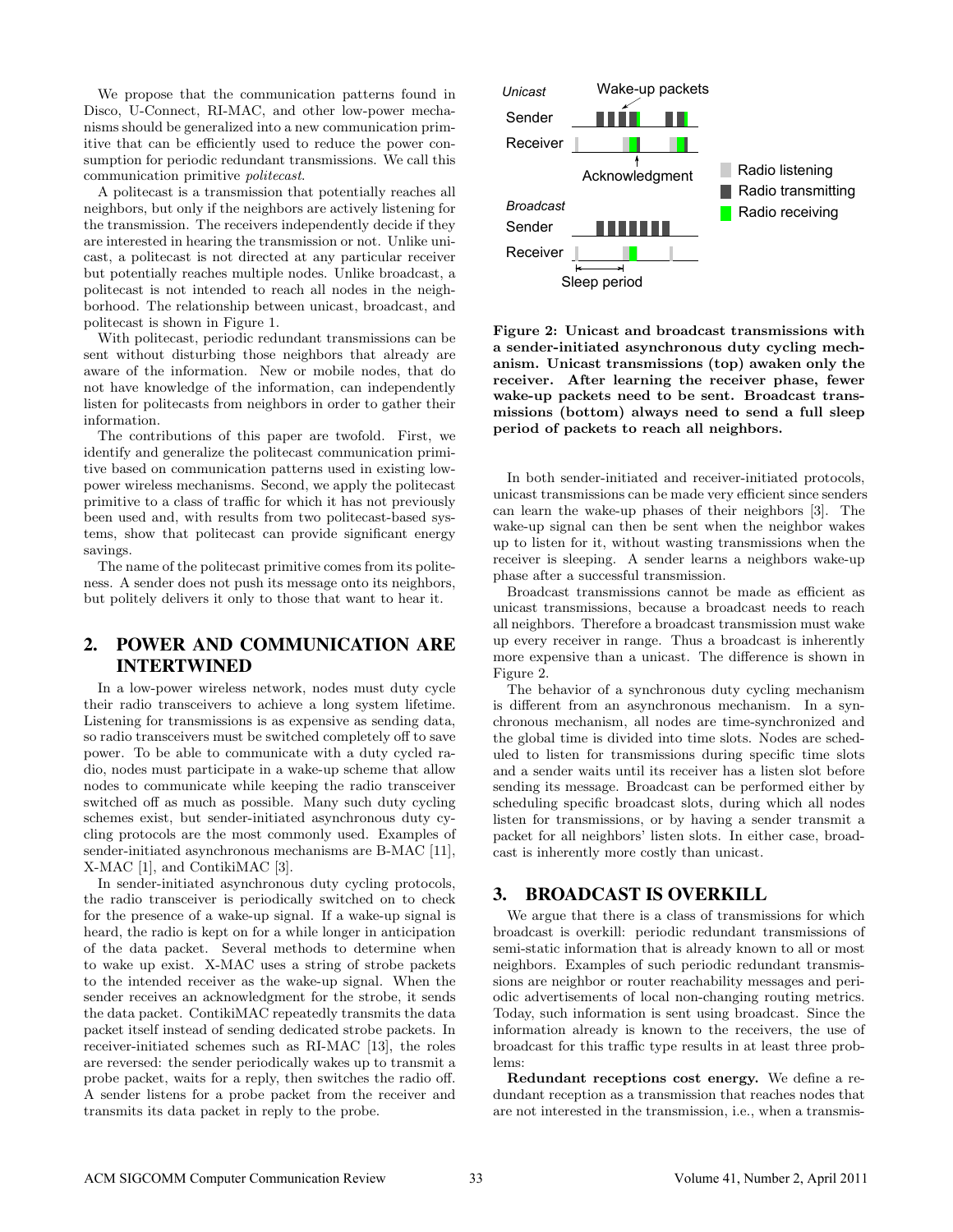We propose that the communication patterns found in Disco, U-Connect, RI-MAC, and other low-power mechanisms should be generalized into a new communication primitive that can be efficiently used to reduce the power consumption for periodic redundant transmissions. We call this communication primitive *politecast*.

A politecast is a transmission that potentially reaches all neighbors, but only if the neighbors are actively listening for the transmission. The receivers independently decide if they are interested in hearing the transmission or not. Unlike unicast, a politecast is not directed at any particular receiver but potentially reaches multiple nodes. Unlike broadcast, a politecast is not intended to reach all nodes in the neighborhood. The relationship between unicast, broadcast, and politecast is shown in Figure 1.

With politecast, periodic redundant transmissions can be sent without disturbing those neighbors that already are aware of the information. New or mobile nodes, that do not have knowledge of the information, can independently listen for politecasts from neighbors in order to gather their information.

The contributions of this paper are twofold. First, we identify and generalize the politecast communication primitive based on communication patterns used in existing low-power wireless mechanisms. Second, we apply the politecast primitive to a class of traffic for which it has not previously been used and, with results from two politecast-based systems, show that politecast can provide significant energy savings.

The name of the politecast primitive comes from its politeness. A sender does not push its message onto its neighbors, but politely delivers it only to those that want to hear it.

## 2. POWER AND COMMUNICATION ARE INTERTWINED

In a low-power wireless network, nodes must duty cycle their radio transceivers to achieve a long system lifetime. Listening for transmissions is as expensive as sending data, so radio transceivers must be switched completely off to save power. To be able to communicate with a duty cycled radio, nodes must participate in a wake-up scheme that allow nodes to communicate while keeping the radio transceiver switched off as much as possible. Many such duty cycling schemes exist, but sender-initiated asynchronous duty cycling protocols are the most commonly used. Examples of sender-initiated asynchronous mechanisms are B-MAC [11], X-MAC [1], and ContikiMAC [3].

In sender-initiated asynchronous duty cycling protocols, the radio transceiver is periodically switched on to check for the presence of a wake-up signal. If a wake-up signal is heard, the radio is kept on for a while longer in anticipation of the data packet. Several methods to determine when to wake up exist. X-MAC uses a string of strobe packets to the intended receiver as the wake-up signal. When the sender receives an acknowledgment for the strobe, it sends the data packet. ContikiMAC repeatedly transmits the data packet itself instead of sending dedicated strobe packets. In receiver-initiated schemes such as RI-MAC [13], the roles are reversed: the sender periodically wakes up to transmit a probe packet, waits for a reply, then switches the radio off. A sender listens for a probe packet from the receiver and transmits its data packet in reply to the probe.

**Figure 2: Unicast and broadcast transmissions with a sender-initiated asynchronous duty cycling mechanism. Unicast transmissions (top) awaken only the receiver. After learning the receiver phase, fewer wake-up packets need to be sent. Broadcast transmissions (bottom) always need to send a full sleep period of packets to reach all neighbors.**

In both sender-initiated and receiver-initiated protocols, unicast transmissions can be made very efficient since senders can learn the wake-up phases of their neighbors [3]. The wake-up signal can then be sent when the neighbor wakes up to listen for it, without wasting transmissions when the receiver is sleeping. A sender learns a neighbors wake-up phase after a successful transmission.

Broadcast transmissions cannot be made as efficient as unicast transmissions, because a broadcast needs to reach all neighbors. Therefore a broadcast transmission must wake up every receiver in range. Thus a broadcast is inherently more expensive than a unicast. The difference is shown in Figure 2.

The behavior of a synchronous duty cycling mechanism is different from an asynchronous mechanism. In a synchronous mechanism, all nodes are time-synchronized and the global time is divided into time slots. Nodes are scheduled to listen for transmissions during specific time slots and a sender waits until its receiver has a listen slot before sending its message. Broadcast can be performed either by scheduling specific broadcast slots, during which all nodes listen for transmissions, or by having a sender transmit a packet for all neighbors' listen slots. In either case, broadcast is inherently more costly than unicast.

## 3. BROADCAST IS OVERKILL

We argue that there is a class of transmissions for which broadcast is overkill: periodic redundant transmissions of semi-static information that is already known to all or most neighbors. Examples of such periodic redundant transmissions are neighbor or router reachability messages and periodic advertisements of local non-changing routing metrics. Today, such information is sent using broadcast. Since the information already is known to the receivers, the use of broadcast for this traffic type results in at least three problems:

**Redundant receptions cost energy.** We define a redundant reception as a transmission that reaches nodes that are not interested in the transmission, i.e., when a transmis-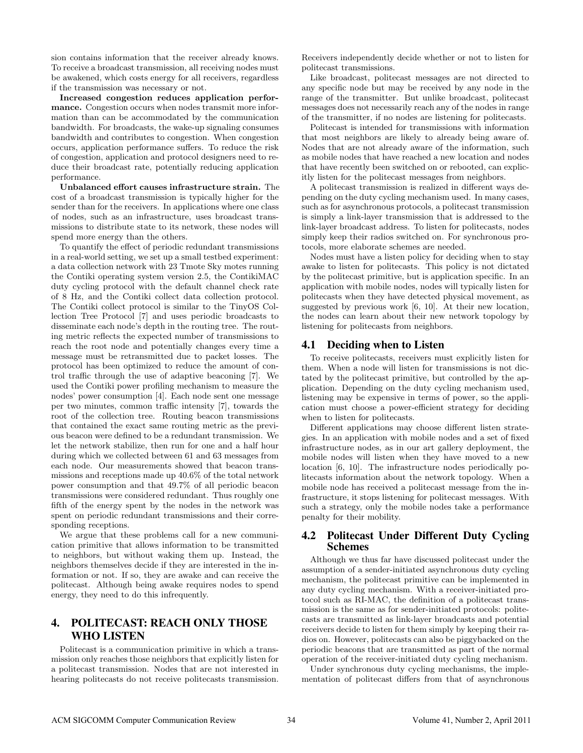sion contains information that the receiver already knows. To receive a broadcast transmission, all receiving nodes must be awakened, which costs energy for all receivers, regardless if the transmission was necessary or not.

**Increased congestion reduces application performance.** Congestion occurs when nodes transmit more information than can be accommodated by the communication bandwidth. For broadcasts, the wake-up signaling consumes bandwidth and contributes to congestion. When congestion occurs, application performance suffers. To reduce the risk of congestion, application and protocol designers need to reduce their broadcast rate, potentially reducing application performance.

**Unbalanced effort causes infrastructure strain.** The cost of a broadcast transmission is typically higher for the sender than for the receivers. In applications where one class of nodes, such as an infrastructure, uses broadcast transmissions to distribute state to its network, these nodes will spend more energy than the others.

To quantify the effect of periodic redundant transmissions in a real-world setting, we set up a small testbed experiment: a data collection network with 23 Tmote Sky motes running the Contiki operating system version 2.5, the ContikiMAC duty cycling protocol with the default channel check rate of 8 Hz, and the Contiki collect data collection protocol. The Contiki collect protocol is similar to the TinyOS Collection Tree Protocol [7] and uses periodic broadcasts to disseminate each node's depth in the routing tree. The routing metric reflects the expected number of transmissions to reach the root node and potentially changes every time a message must be retransmitted due to packet losses. The protocol has been optimized to reduce the amount of control traffic through the use of adaptive beaconing [7]. We used the Contiki power profiling mechanism to measure the nodes' power consumption [4]. Each node sent one message per two minutes, common traffic intensity [7], towards the root of the collection tree. Routing beacon transmissions that contained the exact same routing metric as the previous beacon were defined to be a redundant transmission. We let the network stabilize, then run for one and a half hour during which we collected between 61 and 63 messages from each node. Our measurements showed that beacon transmissions and receptions made up 40.6% of the total network power consumption and that 49.7% of all periodic beacon transmissions were considered redundant. Thus roughly one fifth of the energy spent by the nodes in the network was spent on periodic redundant transmissions and their corresponding receptions.

We argue that these problems call for a new communication primitive that allows information to be transmitted to neighbors, but without waking them up. Instead, the neighbors themselves decide if they are interested in the information or not. If so, they are awake and can receive the politecast. Although being awake requires nodes to spend energy, they need to do this infrequently.

## 4. POLITECAST: REACH ONLY THOSE WHO LISTEN

Politecast is a communication primitive in which a transmission only reaches those neighbors that explicitly listen for a politecast transmission. Nodes that are not interested in hearing politecasts do not receive politecasts transmission. Receivers independently decide whether or not to listen for politecast transmissions.

Like broadcast, politecast messages are not directed to any specific node but may be received by any node in the range of the transmitter. But unlike broadcast, politecast messages does not necessarily reach any of the nodes in range of the transmitter, if no nodes are listening for politecasts.

Politecast is intended for transmissions with information that most neighbors are likely to already being aware of. Nodes that are not already aware of the information, such as mobile nodes that have reached a new location and nodes that have recently been switched on or rebooted, can explicitly listen for the politecast messages from neighbors.

A politecast transmission is realized in different ways depending on the duty cycling mechanism used. In many cases, such as for asynchronous protocols, a politecast transmission is simply a link-layer transmission that is addressed to the link-layer broadcast address. To listen for politecasts, nodes simply keep their radios switched on. For synchronous protocols, more elaborate schemes are needed.

Nodes must have a listen policy for deciding when to stay awake to listen for politecasts. This policy is not dictated by the politecast primitive, but is application specific. In an application with mobile nodes, nodes will typically listen for politecasts when they have detected physical movement, as suggested by previous work [6, 10]. At their new location, the nodes can learn about their new network topology by listening for politecasts from neighbors.

### 4.1 Deciding when to Listen

To receive politecasts, receivers must explicitly listen for them. When a node will listen for transmissions is not dictated by the politecast primitive, but controlled by the application. Depending on the duty cycling mechanism used, listening may be expensive in terms of power, so the application must choose a power-efficient strategy for deciding when to listen for politecasts.

Different applications may choose different listen strategies. In an application with mobile nodes and a set of fixed infrastructure nodes, as in our art gallery deployment, the mobile nodes will listen when they have moved to a new location [6, 10]. The infrastructure nodes periodically politecasts information about the network topology. When a mobile node has received a politecast message from the infrastructure, it stops listening for politecast messages. With such a strategy, only the mobile nodes take a performance penalty for their mobility.

### 4.2 Politecast Under Different Duty Cycling Schemes

Although we thus far have discussed politecast under the assumption of a sender-initiated asynchronous duty cycling mechanism, the politecast primitive can be implemented in any duty cycling mechanism. With a receiver-initiated protocol such as RI-MAC, the definition of a politecast transmission is the same as for sender-initiated protocols: politecasts are transmitted as link-layer broadcasts and potential receivers decide to listen for them simply by keeping their radios on. However, politecasts can also be piggybacked on the periodic beacons that are transmitted as part of the normal operation of the receiver-initiated duty cycling mechanism.

Under synchronous duty cycling mechanisms, the implementation of politecast differs from that of asynchronous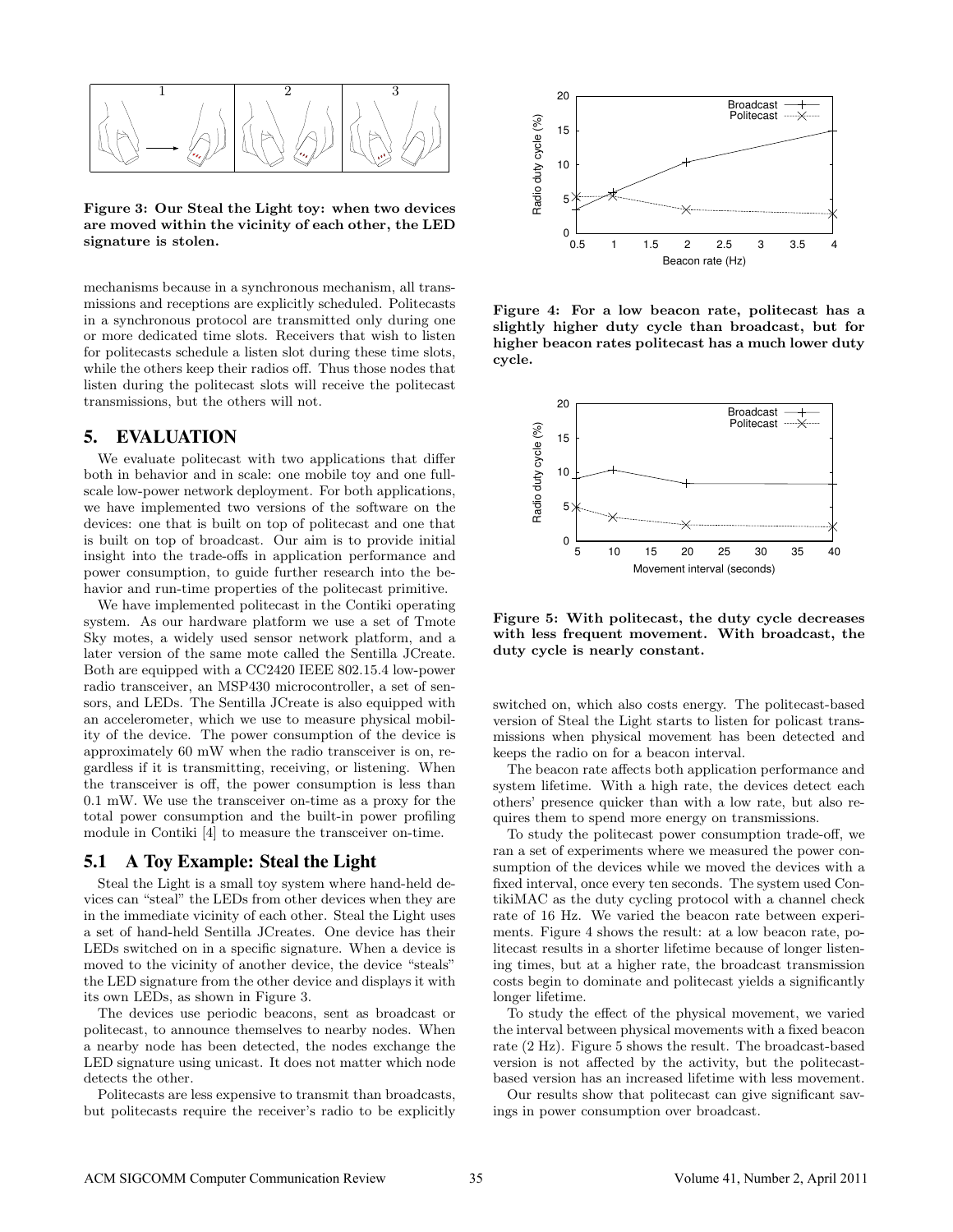Figure 3: Our Steal the Light toy: when two devices are moved within the vicinity of each other, the LED signature is stolen.

mechanisms because in a synchronous mechanism, all transmissions and receptions are explicitly scheduled. Politecasts in a synchronous protocol are transmitted only during one or more dedicated time slots. Receivers that wish to listen for politecasts schedule a listen slot during these time slots, while the others keep their radios off. Thus those nodes that listen during the politecast slots will receive the politecast transmissions, but the others will not.

# 5. EVALUATION

We evaluate politecast with two applications that differ both in behavior and in scale: one mobile toy and one full-scale low-power network deployment. For both applications, we have implemented two versions of the software on the devices: one that is built on top of politecast and one that is built on top of broadcast. Our aim is to provide initial insight into the trade-offs in application performance and power consumption, to guide further research into the behavior and run-time properties of the politecast primitive.

We have implemented politecast in the Contiki operating system. As our hardware platform we use a set of Tmote Sky motes, a widely used sensor network platform, and a later version of the same mote called the Sentilla JCreate. Both are equipped with a CC2420 IEEE 802.15.4 low-power radio transceiver, an MSP430 microcontroller, a set of sensors, and LEDs. The Sentilla JCreate is also equipped with an accelerometer, which we use to measure physical mobility of the device. The power consumption of the device is approximately 60 mW when the radio transceiver is on, regardless if it is transmitting, receiving, or listening. When the transceiver is off, the power consumption is less than 0.1 mW. We use the transceiver on-time as a proxy for the total power consumption and the built-in power profiling module in Contiki [4] to measure the transceiver on-time.

## 5.1 A Toy Example: Steal the Light

Steal the Light is a small toy system where hand-held devices can "steal" the LEDs from other devices when they are in the immediate vicinity of each other. Steal the Light uses a set of hand-held Sentilla JCreates. One device has their LEDs switched on in a specific signature. When a device is moved to the vicinity of another device, the device "steals" the LED signature from the other device and displays it with its own LEDs, as shown in Figure 3.

The devices use periodic beacons, sent as broadcast or politecast, to announce themselves to nearby nodes. When a nearby node has been detected, the nodes exchange the LED signature using unicast. It does not matter which node detects the other.

Politecasts are less expensive to transmit than broadcasts, but politecasts require the receiver's radio to be explicitly switched on, which also costs energy. The politecast-based version of Steal the Light starts to listen for policast transmissions when physical movement has been detected and keeps the radio on for a beacon interval.

The beacon rate affects both application performance and system lifetime. With a high rate, the devices detect each others' presence quicker than with a low rate, but also requires them to spend more energy on transmissions.

To study the politecast power consumption trade-off, we ran a set of experiments where we measured the power consumption of the devices while we moved the devices with a fixed interval, once every ten seconds. The system used ContikiMAC as the duty cycling protocol with a channel check rate of 16 Hz. We varied the beacon rate between experiments. Figure 4 shows the result: at a low beacon rate, politecast results in a shorter lifetime because of longer listening times, but at a higher rate, the broadcast transmission costs begin to dominate and politecast yields a significantly longer lifetime.

To study the effect of the physical movement, we varied the interval between physical movements with a fixed beacon rate (2 Hz). Figure 5 shows the result. The broadcast-based version is not affected by the activity, but the politecast-based version has an increased lifetime with less movement.

Our results show that politecast can give significant savings in power consumption over broadcast.

Figure 4: For a low beacon rate, politecast has a slightly higher duty cycle than broadcast, but for higher beacon rates politecast has a much lower duty cycle.

Figure 5: With politecast, the duty cycle decreases with less frequent movement. With broadcast, the duty cycle is nearly constant.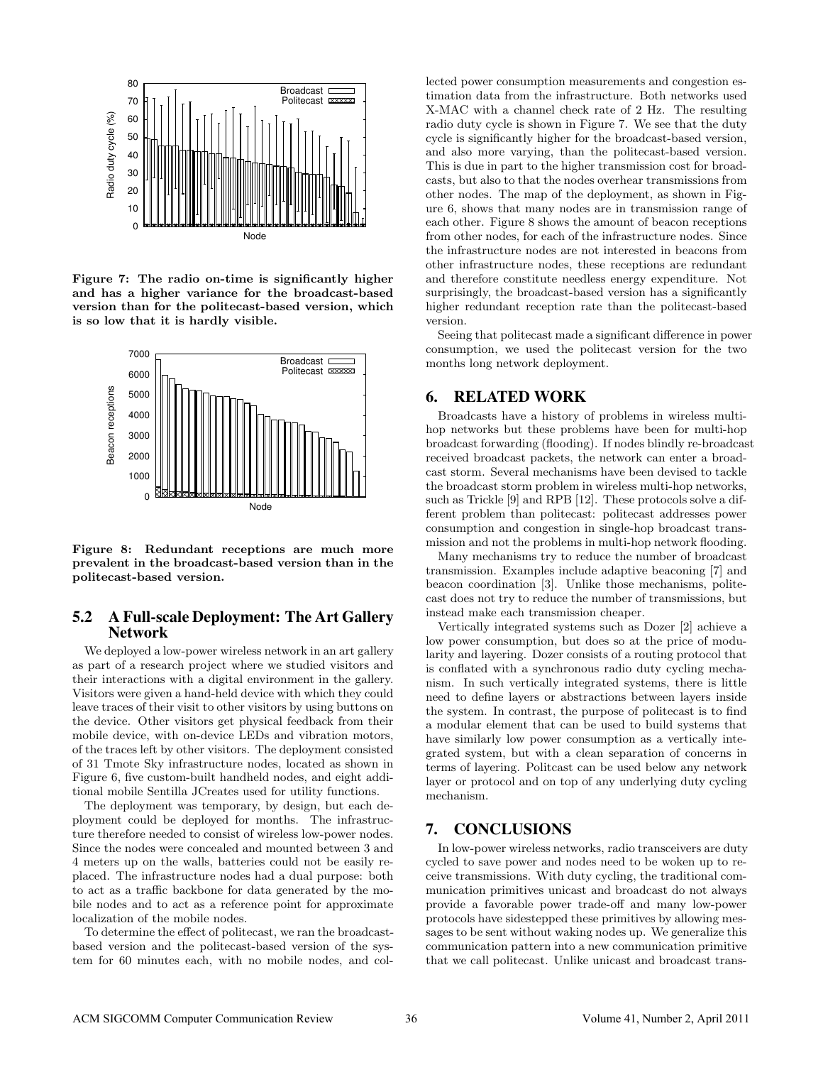Figure 7: The radio on-time is significantly higher and has a higher variance for the broadcast-based version than for the politecast-based version, which is so low that it is hardly visible.

Figure 8: Redundant receptions are much more prevalent in the broadcast-based version than in the politecast-based version.

### 5.2 A Full-scale Deployment: The Art Gallery Network

We deployed a low-power wireless network in an art gallery as part of a research project where we studied visitors and their interactions with a digital environment in the gallery. Visitors were given a hand-held device with which they could leave traces of their visit to other visitors by using buttons on the device. Other visitors get physical feedback from their mobile device, with on-device LEDs and vibration motors, of the traces left by other visitors. The deployment consisted of 31 Tmote Sky infrastructure nodes, located as shown in Figure 6, five custom-built handheld nodes, and eight additional mobile Sentilla JCreates used for utility functions.

The deployment was temporary, by design, but each deployment could be deployed for months. The infrastructure therefore needed to consist of wireless low-power nodes. Since the nodes were concealed and mounted between 3 and 4 meters up on the walls, batteries could not be easily replaced. The infrastructure nodes had a dual purpose: both to act as a traffic backbone for data generated by the mobile nodes and to act as a reference point for approximate localization of the mobile nodes.

To determine the effect of politecast, we ran the broadcast-based version and the politecast-based version of the system for 60 minutes each, with no mobile nodes, and collected power consumption measurements and congestion estimation data from the infrastructure. Both networks used X-MAC with a channel check rate of 2 Hz. The resulting radio duty cycle is shown in Figure 7. We see that the duty cycle is significantly higher for the broadcast-based version, and also more varying, than the politecast-based version. This is due in part to the higher transmission cost for broadcasts, but also to that the nodes overhear transmissions from other nodes. The map of the deployment, as shown in Figure 6, shows that many nodes are in transmission range of each other. Figure 8 shows the amount of beacon receptions from other nodes, for each of the infrastructure nodes. Since the infrastructure nodes are not interested in beacons from other infrastructure nodes, these receptions are redundant and therefore constitute needless energy expenditure. Not surprisingly, the broadcast-based version has a significantly higher redundant reception rate than the politecast-based version.

Seeing that politecast made a significant difference in power consumption, we used the politecast version for the two months long network deployment.

## 6. RELATED WORK

Broadcasts have a history of problems in wireless multi-hop networks but these problems have been for multi-hop broadcast forwarding (flooding). If nodes blindly re-broadcast received broadcast packets, the network can enter a broadcast storm. Several mechanisms have been devised to tackle the broadcast storm problem in wireless multi-hop networks, such as Trickle [9] and RPB [12]. These protocols solve a different problem than politecast: politecast addresses power consumption and congestion in single-hop broadcast transmission and not the problems in multi-hop network flooding.

Many mechanisms try to reduce the number of broadcast transmission. Examples include adaptive beaconing [7] and beacon coordination [3]. Unlike those mechanisms, politecast does not try to reduce the number of transmissions, but instead make each transmission cheaper.

Vertically integrated systems such as Dozer [2] achieve a low power consumption, but does so at the price of modularity and layering. Dozer consists of a routing protocol that is conflated with a synchronous radio duty cycling mechanism. In such vertically integrated systems, there is little need to define layers or abstractions between layers inside the system. In contrast, the purpose of politecast is to find a modular element that can be used to build systems that have similarly low power consumption as a vertically integrated system, but with a clean separation of concerns in terms of layering. Politcast can be used below any network layer or protocol and on top of any underlying duty cycling mechanism.

## 7. CONCLUSIONS

In low-power wireless networks, radio transceivers are duty cycled to save power and nodes need to be woken up to receive transmissions. With duty cycling, the traditional communication primitives unicast and broadcast do not always provide a favorable power trade-off and many low-power protocols have sidestepped these primitives by allowing messages to be sent without waking nodes up. We generalize this communication pattern into a new communication primitive that we call politecast. Unlike unicast and broadcast trans-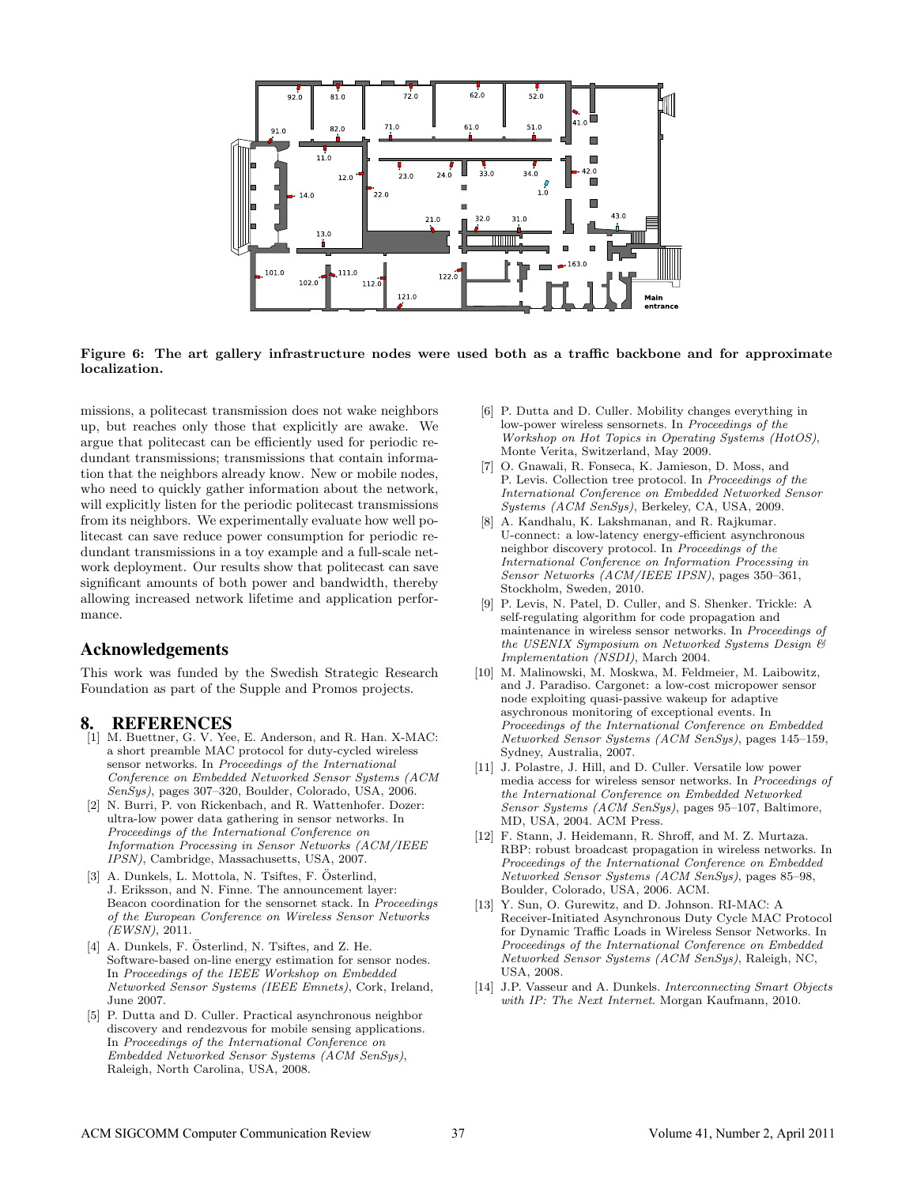92.0
81.0
72.0
62.0
52.0
41.0
91.0
82.0
71.0
61.0
51.0
11.0
12.0
23.0
24.0
33.0
34.0
42.0
14.0
22.0
1.0
21.0
32.0
31.0
43.0
13.0
163.0
101.0
102.0
111.0
112.0
122.0
121.0
Main entrance

**Figure 6: The art gallery infrastructure nodes were used both as a traffic backbone and for approximate localization.**

missions, a politecast transmission does not wake neighbors up, but reaches only those that explicitly are awake. We argue that politecast can be efficiently used for periodic redundant transmissions; transmissions that contain information that the neighbors already know. New or mobile nodes, who need to quickly gather information about the network, will explicitly listen for the periodic politecast transmissions from its neighbors. We experimentally evaluate how well politecast can save reduce power consumption for periodic redundant transmissions in a toy example and a full-scale network deployment. Our results show that politecast can save significant amounts of both power and bandwidth, thereby allowing increased network lifetime and application performance.

## Acknowledgements

This work was funded by the Swedish Strategic Research Foundation as part of the Supple and Promos projects.

## 8. REFERENCES

[1] M. Buettner, G. V. Yee, E. Anderson, and R. Han. X-MAC: a short preamble MAC protocol for duty-cycled wireless sensor networks. In *Proceedings of the International Conference on Embedded Networked Sensor Systems (ACM SenSys)*, pages 307–320, Boulder, Colorado, USA, 2006.

[2] N. Burri, P. von Rickenbach, and R. Wattenhofer. Dozer: ultra-low power data gathering in sensor networks. In *Proceedings of the International Conference on Information Processing in Sensor Networks (ACM/IEEE IPSN)*, Cambridge, Massachusetts, USA, 2007.

[3] A. Dunkels, L. Mottola, N. Tsiftes, F. Österlind, J. Eriksson, and N. Finne. The announcement layer: Beacon coordination for the sensornet stack. In *Proceedings of the European Conference on Wireless Sensor Networks (EWSN)*, 2011.

[4] A. Dunkels, F. Österlind, N. Tsiftes, and Z. He. Software-based on-line energy estimation for sensor nodes. In *Proceedings of the IEEE Workshop on Embedded Networked Sensor Systems (IEEE Emnets)*, Cork, Ireland, June 2007.

[5] P. Dutta and D. Culler. Practical asynchronous neighbor discovery and rendezvous for mobile sensing applications. In *Proceedings of the International Conference on Embedded Networked Sensor Systems (ACM SenSys)*, Raleigh, North Carolina, USA, 2008.

[6] P. Dutta and D. Culler. Mobility changes everything in low-power wireless sensornets. In *Proceedings of the Workshop on Hot Topics in Operating Systems (HotOS)*, Monte Verita, Switzerland, May 2009.

[7] O. Gnawali, R. Fonseca, K. Jamieson, D. Moss, and P. Levis. Collection tree protocol. In *Proceedings of the International Conference on Embedded Networked Sensor Systems (ACM SenSys)*, Berkeley, CA, USA, 2009.

[8] A. Kandhalu, K. Lakshmanan, and R. Rajkumar. U-connect: a low-latency energy-efficient asynchronous neighbor discovery protocol. In *Proceedings of the International Conference on Information Processing in Sensor Networks (ACM/IEEE IPSN)*, pages 350–361, Stockholm, Sweden, 2010.

[9] P. Levis, N. Patel, D. Culler, and S. Shenker. Trickle: A self-regulating algorithm for code propagation and maintenance in wireless sensor networks. In *Proceedings of the USENIX Symposium on Networked Systems Design & Implementation (NSDI)*, March 2004.

[10] M. Malinowski, M. Moskwa, M. Feldmeier, M. Laibowitz, and J. Paradiso. Cargonet: a low-cost micropower sensor node exploiting quasi-passive wakeup for adaptive asychronous monitoring of exceptional events. In *Proceedings of the International Conference on Embedded Networked Sensor Systems (ACM SenSys)*, pages 145–159, Sydney, Australia, 2007.

[11] J. Polastre, J. Hill, and D. Culler. Versatile low power media access for wireless sensor networks. In *Proceedings of the International Conference on Embedded Networked Sensor Systems (ACM SenSys)*, pages 95–107, Baltimore, MD, USA, 2004. ACM Press.

[12] F. Stann, J. Heidemann, R. Shroff, and M. Z. Murtaza. RBP: robust broadcast propagation in wireless networks. In *Proceedings of the International Conference on Embedded Networked Sensor Systems (ACM SenSys)*, pages 85–98, Boulder, Colorado, USA, 2006. ACM.

[13] Y. Sun, O. Gurewitz, and D. Johnson. RI-MAC: A Receiver-Initiated Asynchronous Duty Cycle MAC Protocol for Dynamic Traffic Loads in Wireless Sensor Networks. In *Proceedings of the International Conference on Embedded Networked Sensor Systems (ACM SenSys)*, Raleigh, NC, USA, 2008.

[14] J.P. Vasseur and A. Dunkels. *Interconnecting Smart Objects with IP: The Next Internet*. Morgan Kaufmann, 2010.